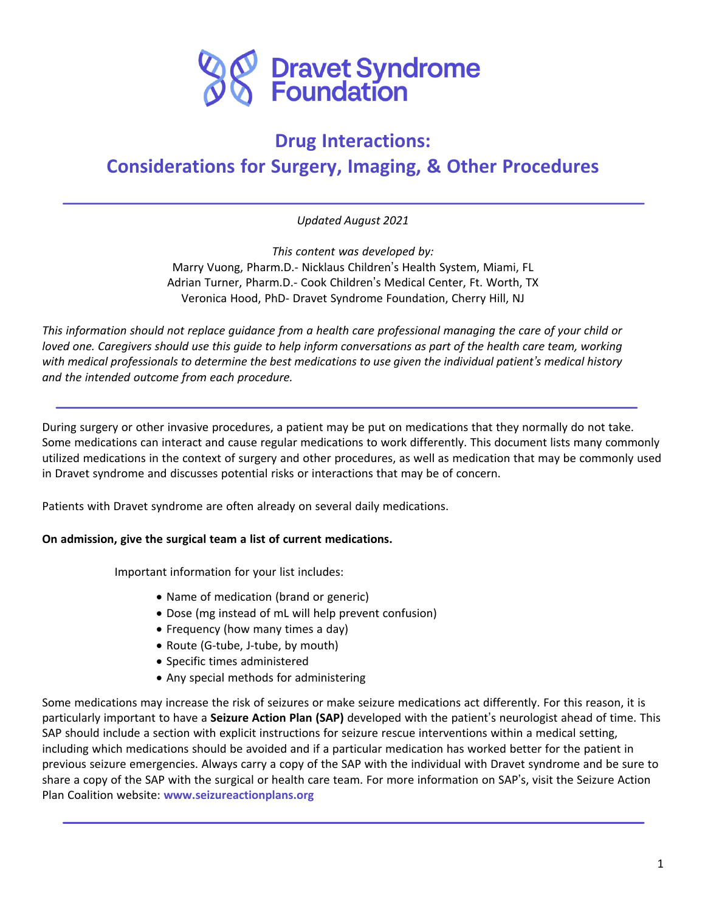Dravet Syndrome Foundation

# Drug Interactions: Considerations for Surgery, Imaging, & Other Procedures

---

*Updated August 2021*

*This content was developed by:*
Marry Vuong, Pharm.D.- Nicklaus Children's Health System, Miami, FL
Adrian Turner, Pharm.D.- Cook Children's Medical Center, Ft. Worth, TX
Veronica Hood, PhD- Dravet Syndrome Foundation, Cherry Hill, NJ

*This information should not replace guidance from a health care professional managing the care of your child or loved one. Caregivers should use this guide to help inform conversations as part of the health care team, working with medical professionals to determine the best medications to use given the individual patient's medical history and the intended outcome from each procedure.*

---

During surgery or other invasive procedures, a patient may be put on medications that they normally do not take. Some medications can interact and cause regular medications to work differently. This document lists many commonly utilized medications in the context of surgery and other procedures, as well as medication that may be commonly used in Dravet syndrome and discusses potential risks or interactions that may be of concern.

Patients with Dravet syndrome are often already on several daily medications.

**On admission, give the surgical team a list of current medications.**

Important information for your list includes:

- Name of medication (brand or generic)
- Dose (mg instead of mL will help prevent confusion)
- Frequency (how many times a day)
- Route (G-tube, J-tube, by mouth)
- Specific times administered
- Any special methods for administering

Some medications may increase the risk of seizures or make seizure medications act differently. For this reason, it is particularly important to have a **Seizure Action Plan (SAP)** developed with the patient's neurologist ahead of time. This SAP should include a section with explicit instructions for seizure rescue interventions within a medical setting, including which medications should be avoided and if a particular medication has worked better for the patient in previous seizure emergencies. Always carry a copy of the SAP with the individual with Dravet syndrome and be sure to share a copy of the SAP with the surgical or health care team. For more information on SAP's, visit the Seizure Action Plan Coalition website: **www.seizureactionplans.org**

---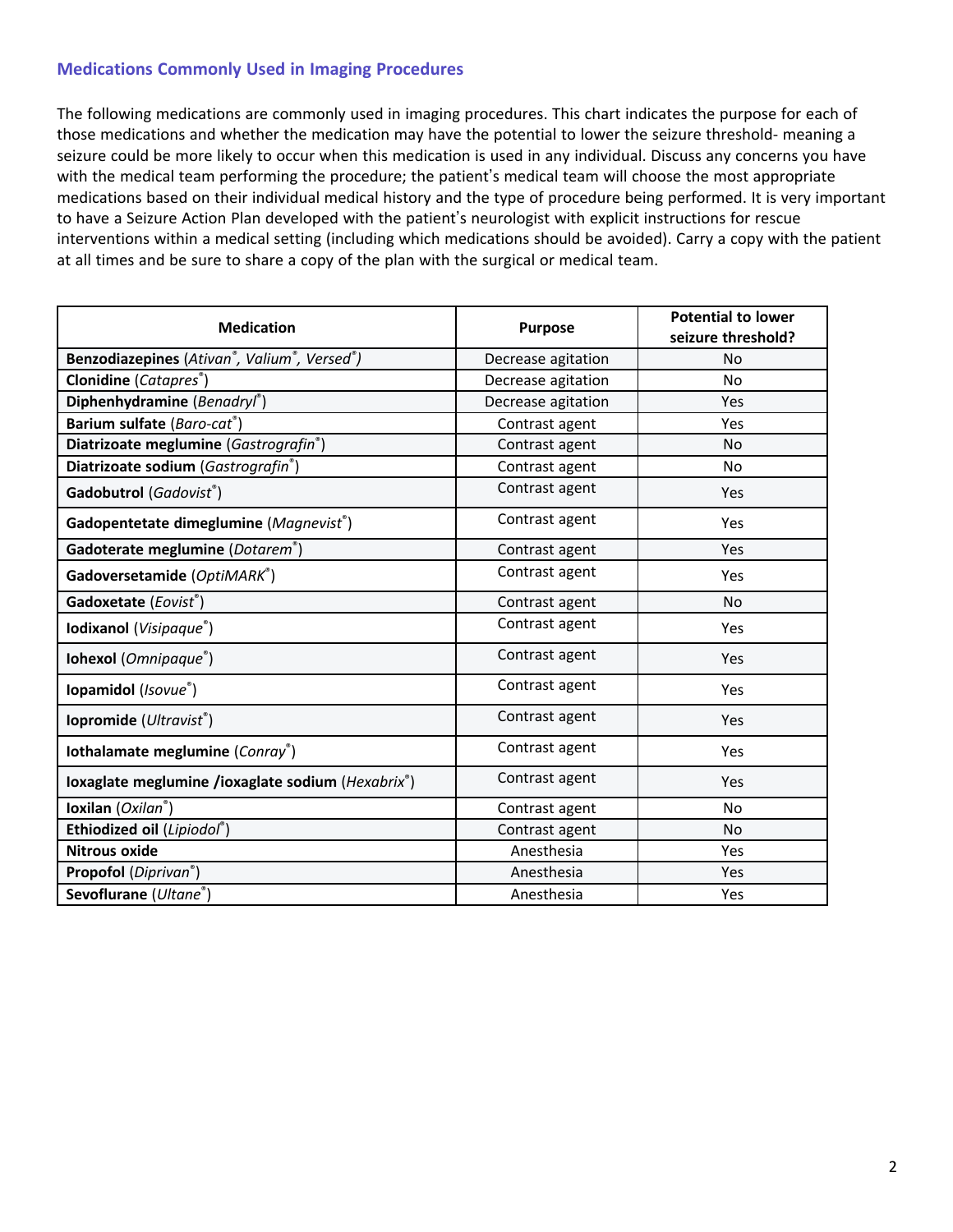## Medications Commonly Used in Imaging Procedures

The following medications are commonly used in imaging procedures. This chart indicates the purpose for each of those medications and whether the medication may have the potential to lower the seizure threshold- meaning a seizure could be more likely to occur when this medication is used in any individual. Discuss any concerns you have with the medical team performing the procedure; the patient's medical team will choose the most appropriate medications based on their individual medical history and the type of procedure being performed. It is very important to have a Seizure Action Plan developed with the patient's neurologist with explicit instructions for rescue interventions within a medical setting (including which medications should be avoided). Carry a copy with the patient at all times and be sure to share a copy of the plan with the surgical or medical team.

| Medication | Purpose | Potential to lower seizure threshold? |
|---|---|---|
| **Benzodiazepines** (*Ativan®, Valium®, Versed®)* | Decrease agitation | No |
| **Clonidine** (*Catapres®*) | Decrease agitation | No |
| **Diphenhydramine** (*Benadryl®*) | Decrease agitation | Yes |
| **Barium sulfate** (*Baro-cat®*) | Contrast agent | Yes |
| **Diatrizoate meglumine** (*Gastrografin®*) | Contrast agent | No |
| **Diatrizoate sodium** (*Gastrografin®*) | Contrast agent | No |
| **Gadobutrol** (*Gadovist®*) | Contrast agent | Yes |
| **Gadopentetate dimeglumine** (*Magnevist®*) | Contrast agent | Yes |
| **Gadoterate meglumine** (*Dotarem®*) | Contrast agent | Yes |
| **Gadoversetamide** (*OptiMARK®*) | Contrast agent | Yes |
| **Gadoxetate** (*Eovist®*) | Contrast agent | No |
| **Iodixanol** (*Visipaque®*) | Contrast agent | Yes |
| **Iohexol** (*Omnipaque®*) | Contrast agent | Yes |
| **Iopamidol** (*Isovue®*) | Contrast agent | Yes |
| **Iopromide** (*Ultravist®*) | Contrast agent | Yes |
| **Iothalamate meglumine** (*Conray®*) | Contrast agent | Yes |
| **Ioxaglate meglumine /ioxaglate sodium** (*Hexabrix®*) | Contrast agent | Yes |
| **Ioxilan** (*Oxilan®*) | Contrast agent | No |
| **Ethiodized oil** (*Lipiodol®*) | Contrast agent | No |
| **Nitrous oxide** | Anesthesia | Yes |
| **Propofol** (*Diprivan®*) | Anesthesia | Yes |
| **Sevoflurane** (*Ultane®*) | Anesthesia | Yes |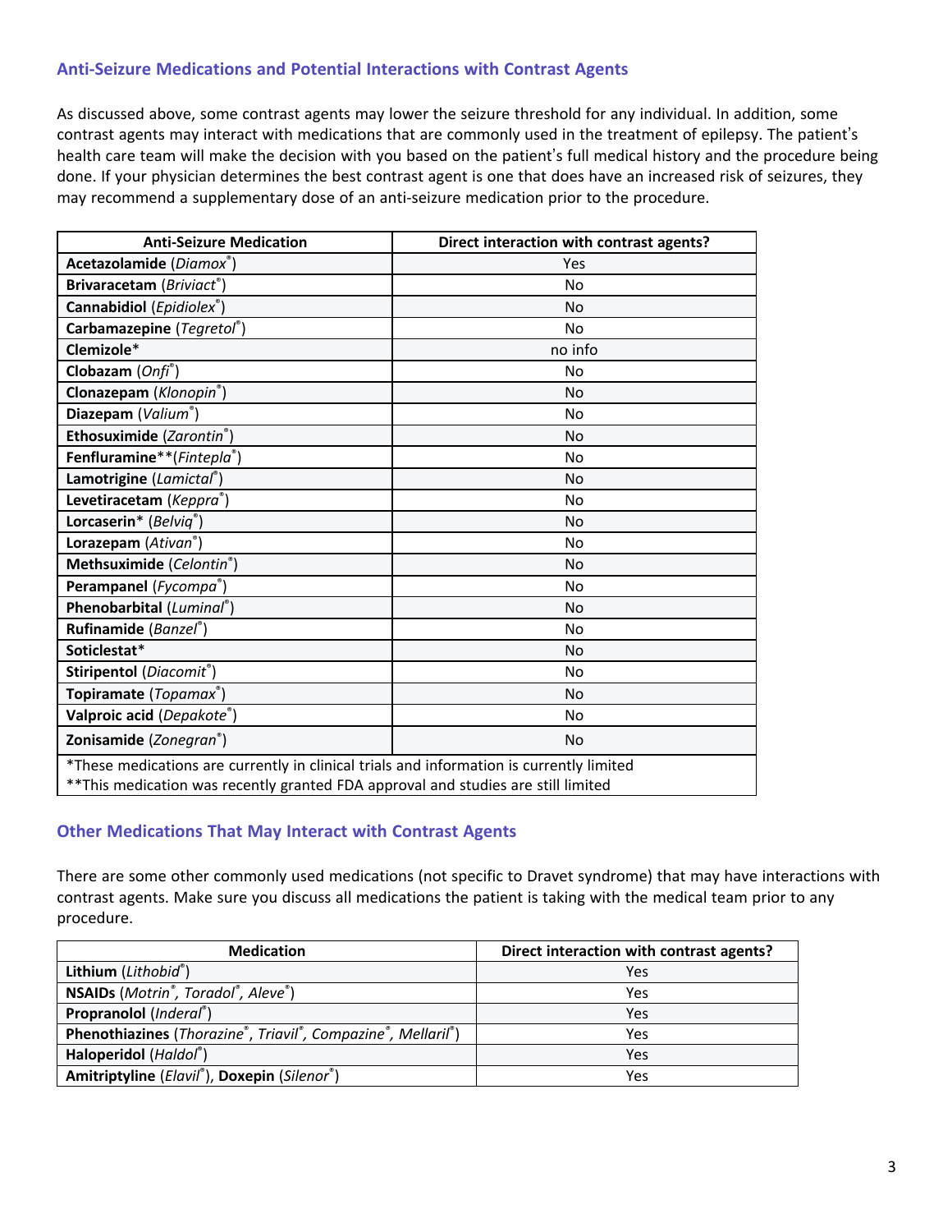## Anti-Seizure Medications and Potential Interactions with Contrast Agents

As discussed above, some contrast agents may lower the seizure threshold for any individual. In addition, some contrast agents may interact with medications that are commonly used in the treatment of epilepsy. The patient's health care team will make the decision with you based on the patient's full medical history and the procedure being done. If your physician determines the best contrast agent is one that does have an increased risk of seizures, they may recommend a supplementary dose of an anti-seizure medication prior to the procedure.

| Anti-Seizure Medication | Direct interaction with contrast agents? |
|---|---|
| **Acetazolamide** (*Diamox®*) | Yes |
| **Brivaracetam** (*Briviact®*) | No |
| **Cannabidiol** (*Epidiolex®*) | No |
| **Carbamazepine** (*Tegretol®*) | No |
| **Clemizole*** | no info |
| **Clobazam** (*Onfi®*) | No |
| **Clonazepam** (*Klonopin®*) | No |
| **Diazepam** (*Valium®*) | No |
| **Ethosuximide** (*Zarontin®*) | No |
| **Fenfluramine****(*Fintepla®*) | No |
| **Lamotrigine** (*Lamictal®*) | No |
| **Levetiracetam** (*Keppra®*) | No |
| **Lorcaserin*** (*Belviq®*) | No |
| **Lorazepam** (*Ativan®*) | No |
| **Methsuximide** (*Celontin®*) | No |
| **Perampanel** (*Fycompa®*) | No |
| **Phenobarbital** (*Luminal®*) | No |
| **Rufinamide** (*Banzel®*) | No |
| **Soticlestat*** | No |
| **Stiripentol** (*Diacomit®*) | No |
| **Topiramate** (*Topamax®*) | No |
| **Valproic acid** (*Depakote®*) | No |
| **Zonisamide** (*Zonegran®*) | No |
| *These medications are currently in clinical trials and information is currently limited<br>**This medication was recently granted FDA approval and studies are still limited | |

## Other Medications That May Interact with Contrast Agents

There are some other commonly used medications (not specific to Dravet syndrome) that may have interactions with contrast agents. Make sure you discuss all medications the patient is taking with the medical team prior to any procedure.

| Medication | Direct interaction with contrast agents? |
|---|---|
| **Lithium** (*Lithobid®*) | Yes |
| **NSAIDs** (*Motrin®, Toradol®, Aleve®*) | Yes |
| **Propranolol** (*Inderal®*) | Yes |
| **Phenothiazines** (*Thorazine®, Triavil®, Compazine®, Mellaril®*) | Yes |
| **Haloperidol** (*Haldol®*) | Yes |
| **Amitriptyline** (*Elavil®*), **Doxepin** (*Silenor®*) | Yes |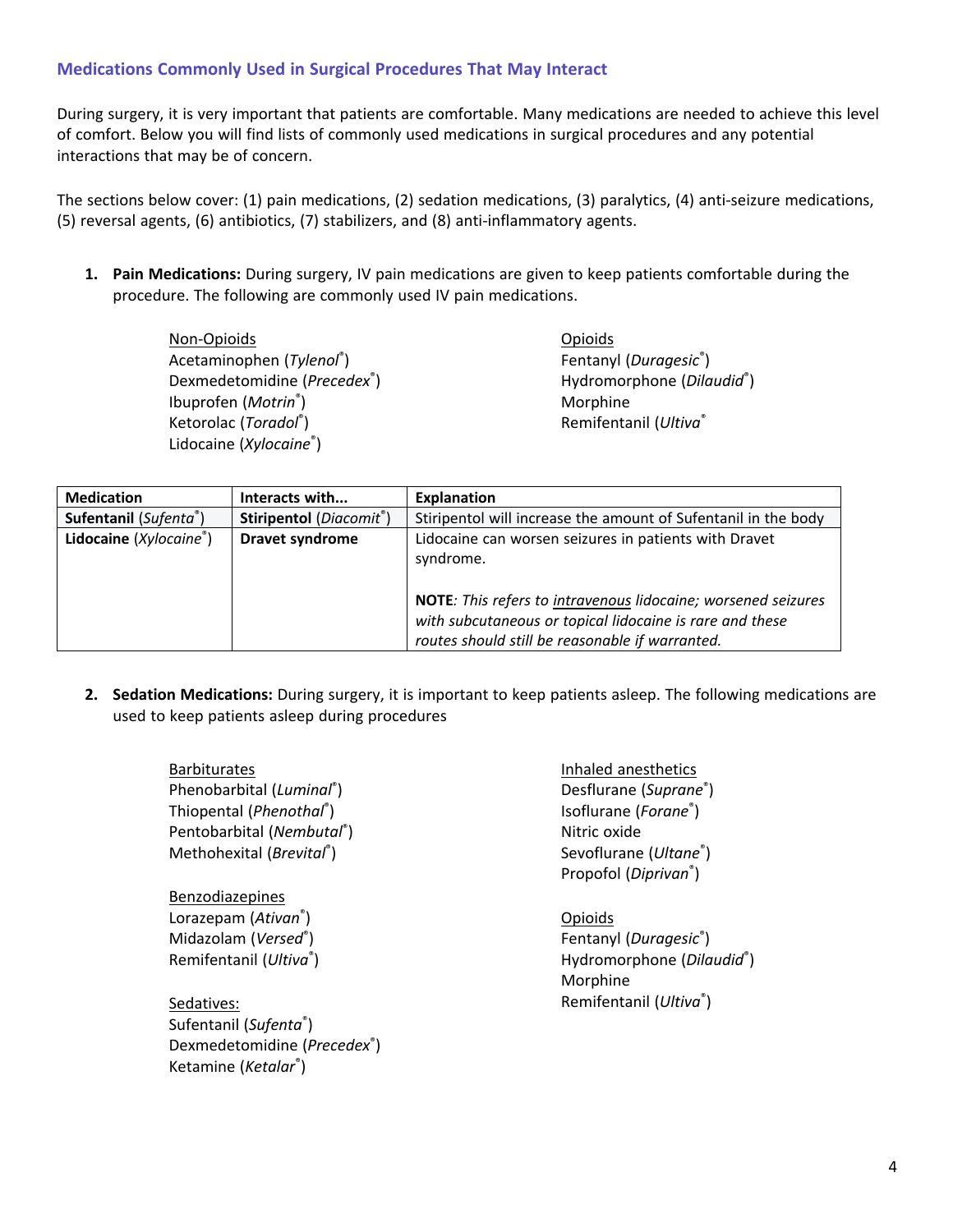### Medications Commonly Used in Surgical Procedures That May Interact

During surgery, it is very important that patients are comfortable. Many medications are needed to achieve this level of comfort. Below you will find lists of commonly used medications in surgical procedures and any potential interactions that may be of concern.

The sections below cover: (1) pain medications, (2) sedation medications, (3) paralytics, (4) anti-seizure medications, (5) reversal agents, (6) antibiotics, (7) stabilizers, and (8) anti-inflammatory agents.

1. **Pain Medications:** During surgery, IV pain medications are given to keep patients comfortable during the procedure. The following are commonly used IV pain medications.

   Non-Opioids
   - Acetaminophen (*Tylenol*®)
   - Dexmedetomidine (*Precedex*®)
   - Ibuprofen (*Motrin*®)
   - Ketorolac (*Toradol*®)
   - Lidocaine (*Xylocaine*®)

   Opioids
   - Fentanyl (*Duragesic*®)
   - Hydromorphone (*Dilaudid*®)
   - Morphine
   - Remifentanil (*Ultiva*®

| Medication | Interacts with... | Explanation |
|---|---|---|
| **Sufentanil** (*Sufenta*®) | **Stiripentol** (*Diacomit*®) | Stiripentol will increase the amount of Sufentanil in the body |
| **Lidocaine** (*Xylocaine*®) | **Dravet syndrome** | Lidocaine can worsen seizures in patients with Dravet syndrome.<br><br>**NOTE**: *This refers to intravenous lidocaine; worsened seizures with subcutaneous or topical lidocaine is rare and these routes should still be reasonable if warranted.* |

2. **Sedation Medications:** During surgery, it is important to keep patients asleep. The following medications are used to keep patients asleep during procedures

   Barbiturates
   - Phenobarbital (*Luminal*®)
   - Thiopental (*Phenothal*®)
   - Pentobarbital (*Nembutal*®)
   - Methohexital (*Brevital*®)

   Benzodiazepines
   - Lorazepam (*Ativan*®)
   - Midazolam (*Versed*®)
   - Remifentanil (*Ultiva*®)

   Sedatives:
   - Sufentanil (*Sufenta*®)
   - Dexmedetomidine (*Precedex*®)
   - Ketamine (*Ketalar*®)

   Inhaled anesthetics
   - Desflurane (*Suprane*®)
   - Isoflurane (*Forane*®)
   - Nitric oxide
   - Sevoflurane (*Ultane*®)
   - Propofol (*Diprivan*®)

   Opioids
   - Fentanyl (*Duragesic*®)
   - Hydromorphone (*Dilaudid*®)
   - Morphine
   - Remifentanil (*Ultiva*®)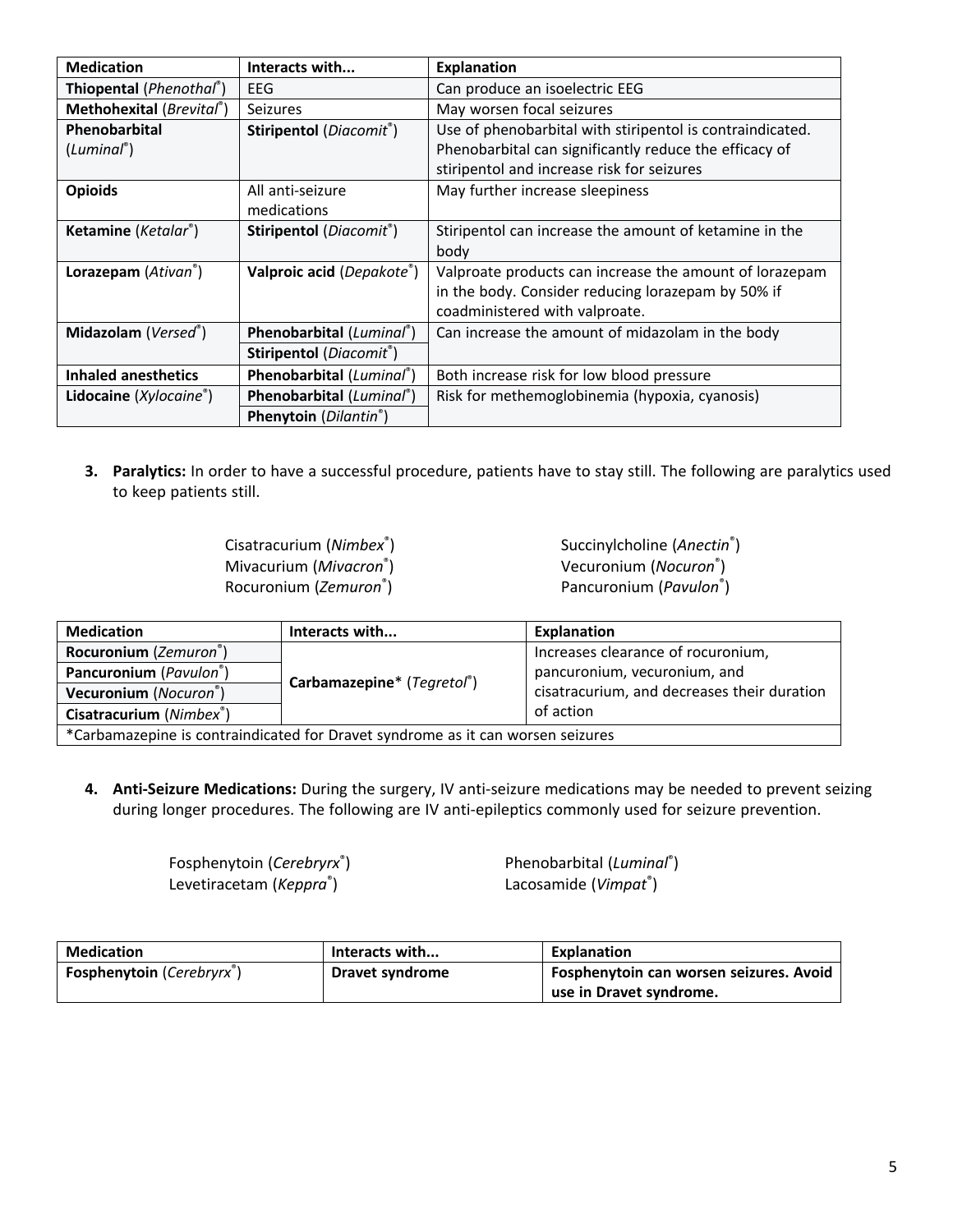| Medication | Interacts with... | Explanation |
|---|---|---|
| **Thiopental** (*Phenothal*®) | EEG | Can produce an isoelectric EEG |
| **Methohexital** (*Brevital*®) | Seizures | May worsen focal seizures |
| **Phenobarbital** (*Luminal*®) | **Stiripentol** (*Diacomit*®) | Use of phenobarbital with stiripentol is contraindicated. Phenobarbital can significantly reduce the efficacy of stiripentol and increase risk for seizures |
| **Opioids** | All anti-seizure medications | May further increase sleepiness |
| **Ketamine** (*Ketalar*®) | **Stiripentol** (*Diacomit*®) | Stiripentol can increase the amount of ketamine in the body |
| **Lorazepam** (*Ativan*®) | **Valproic acid** (*Depakote*®) | Valproate products can increase the amount of lorazepam in the body. Consider reducing lorazepam by 50% if coadministered with valproate. |
| **Midazolam** (*Versed*®) | **Phenobarbital** (*Luminal*®) | Can increase the amount of midazolam in the body |
| | **Stiripentol** (*Diacomit*®) | |
| **Inhaled anesthetics** | **Phenobarbital** (*Luminal*®) | Both increase risk for low blood pressure |
| **Lidocaine** (*Xylocaine*®) | **Phenobarbital** (*Luminal*®) | Risk for methemoglobinemia (hypoxia, cyanosis) |
| | **Phenytoin** (*Dilantin*®) | |

3. **Paralytics:** In order to have a successful procedure, patients have to stay still. The following are paralytics used to keep patients still.

Cisatracurium (*Nimbex*®)
Mivacurium (*Mivacron*®)
Rocuronium (*Zemuron*®)
Succinylcholine (*Anectin*®)
Vecuronium (*Nocuron*®)
Pancuronium (*Pavulon*®)

| Medication | Interacts with... | Explanation |
|---|---|---|
| **Rocuronium** (*Zemuron*®) | **Carbamazepine*** (*Tegretol*®) | Increases clearance of rocuronium, pancuronium, vecuronium, and cisatracurium, and decreases their duration of action |
| **Pancuronium** (*Pavulon*®) | | |
| **Vecuronium** (*Nocuron*®) | | |
| **Cisatracurium** (*Nimbex*®) | | |
| *Carbamazepine is contraindicated for Dravet syndrome as it can worsen seizures | | |

4. **Anti-Seizure Medications:** During the surgery, IV anti-seizure medications may be needed to prevent seizing during longer procedures. The following are IV anti-epileptics commonly used for seizure prevention.

Fosphenytoin (*Cerebryrx*®)
Levetiracetam (*Keppra*®)
Phenobarbital (*Luminal*®)
Lacosamide (*Vimpat*®)

| Medication | Interacts with... | Explanation |
|---|---|---|
| **Fosphenytoin** (*Cerebryrx*®) | **Dravet syndrome** | **Fosphenytoin can worsen seizures. Avoid use in Dravet syndrome.** |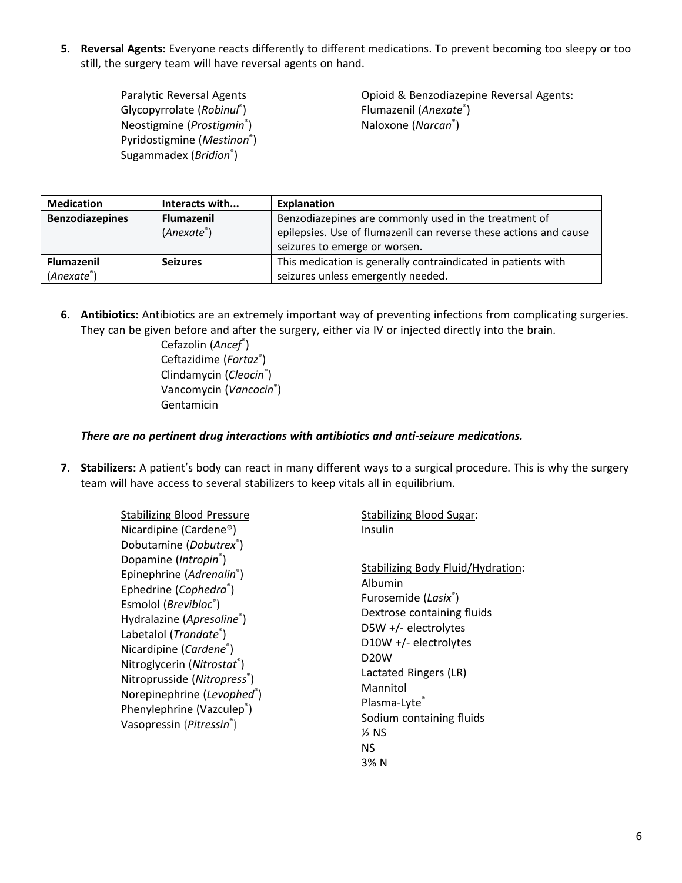5. **Reversal Agents:** Everyone reacts differently to different medications. To prevent becoming too sleepy or too still, the surgery team will have reversal agents on hand.

Paralytic Reversal Agents
Glycopyrrolate (*Robinul*®)
Neostigmine (*Prostigmin*®)
Pyridostigmine (*Mestinon*®)
Sugammadex (*Bridion*®)

Opioid & Benzodiazepine Reversal Agents:
Flumazenil (*Anexate*®)
Naloxone (*Narcan*®)

| Medication | Interacts with... | Explanation |
|---|---|---|
| **Benzodiazepines** | **Flumazenil** (*Anexate*®) | Benzodiazepines are commonly used in the treatment of epilepsies. Use of flumazenil can reverse these actions and cause seizures to emerge or worsen. |
| **Flumazenil** (*Anexate*®) | **Seizures** | This medication is generally contraindicated in patients with seizures unless emergently needed. |

6. **Antibiotics:** Antibiotics are an extremely important way of preventing infections from complicating surgeries. They can be given before and after the surgery, either via IV or injected directly into the brain.

Cefazolin (*Ancef*®)
Ceftazidime (*Fortaz*®)
Clindamycin (*Cleocin*®)
Vancomycin (*Vancocin*®)
Gentamicin

***There are no pertinent drug interactions with antibiotics and anti-seizure medications.***

7. **Stabilizers:** A patient's body can react in many different ways to a surgical procedure. This is why the surgery team will have access to several stabilizers to keep vitals all in equilibrium.

Stabilizing Blood Pressure
Nicardipine (Cardene®)
Dobutamine (*Dobutrex*®)
Dopamine (*Intropin*®)
Epinephrine (*Adrenalin*®)
Ephedrine (*Cophedra*®)
Esmolol (*Brevibloc*®)
Hydralazine (*Apresoline*®)
Labetalol (*Trandate*®)
Nicardipine (*Cardene*®)
Nitroglycerin (*Nitrostat*®)
Nitroprusside (*Nitropress*®)
Norepinephrine (*Levophed*®)
Phenylephrine (Vazculep®)
Vasopressin (*Pitressin*®)

Stabilizing Blood Sugar:
Insulin

Stabilizing Body Fluid/Hydration:
Albumin
Furosemide (*Lasix*®)
Dextrose containing fluids
D5W +/- electrolytes
D10W +/- electrolytes
D20W
Lactated Ringers (LR)
Mannitol
Plasma-Lyte®
Sodium containing fluids
½ NS
NS
3% N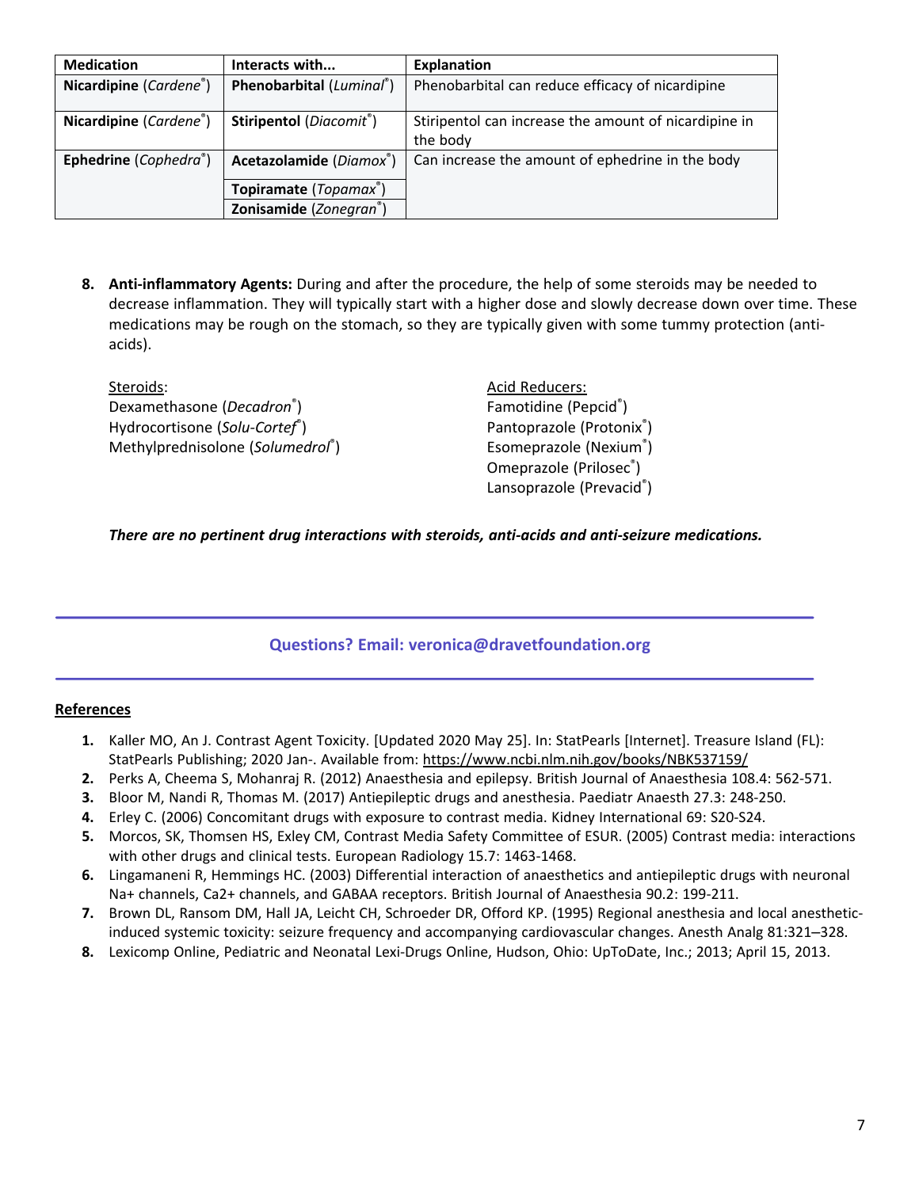| Medication | Interacts with... | Explanation |
|---|---|---|
| **Nicardipine** (*Cardene®*) | **Phenobarbital** (*Luminal®*) | Phenobarbital can reduce efficacy of nicardipine |
| **Nicardipine** (*Cardene®*) | **Stiripentol** (*Diacomit®*) | Stiripentol can increase the amount of nicardipine in the body |
| **Ephedrine** (*Cophedra®*) | **Acetazolamide** (*Diamox®*) | Can increase the amount of ephedrine in the body |
| | **Topiramate** (*Topamax®*) | |
| | **Zonisamide** (*Zonegran®*) | |

8. **Anti-inflammatory Agents:** During and after the procedure, the help of some steroids may be needed to decrease inflammation. They will typically start with a higher dose and slowly decrease down over time. These medications may be rough on the stomach, so they are typically given with some tummy protection (anti-acids).

   Steroids:
   Dexamethasone (*Decadron®*)
   Hydrocortisone (*Solu-Cortef®*)
   Methylprednisolone (*Solumedrol®*)

   Acid Reducers:
   Famotidine (Pepcid®)
   Pantoprazole (Protonix®)
   Esomeprazole (Nexium®)
   Omeprazole (Prilosec®)
   Lansoprazole (Prevacid®)

   ***There are no pertinent drug interactions with steroids, anti-acids and anti-seizure medications.***

---

**Questions? Email: veronica@dravetfoundation.org**

---

**References**

1. Kaller MO, An J. Contrast Agent Toxicity. [Updated 2020 May 25]. In: StatPearls [Internet]. Treasure Island (FL): StatPearls Publishing; 2020 Jan-. Available from: https://www.ncbi.nlm.nih.gov/books/NBK537159/
2. Perks A, Cheema S, Mohanraj R. (2012) Anaesthesia and epilepsy. British Journal of Anaesthesia 108.4: 562-571.
3. Bloor M, Nandi R, Thomas M. (2017) Antiepileptic drugs and anesthesia. Paediatr Anaesth 27.3: 248-250.
4. Erley C. (2006) Concomitant drugs with exposure to contrast media. Kidney International 69: S20-S24.
5. Morcos, SK, Thomsen HS, Exley CM, Contrast Media Safety Committee of ESUR. (2005) Contrast media: interactions with other drugs and clinical tests. European Radiology 15.7: 1463-1468.
6. Lingamaneni R, Hemmings HC. (2003) Differential interaction of anaesthetics and antiepileptic drugs with neuronal Na+ channels, Ca2+ channels, and GABAA receptors. British Journal of Anaesthesia 90.2: 199-211.
7. Brown DL, Ransom DM, Hall JA, Leicht CH, Schroeder DR, Offord KP. (1995) Regional anesthesia and local anesthetic-induced systemic toxicity: seizure frequency and accompanying cardiovascular changes. Anesth Analg 81:321–328.
8. Lexicomp Online, Pediatric and Neonatal Lexi-Drugs Online, Hudson, Ohio: UpToDate, Inc.; 2013; April 15, 2013.